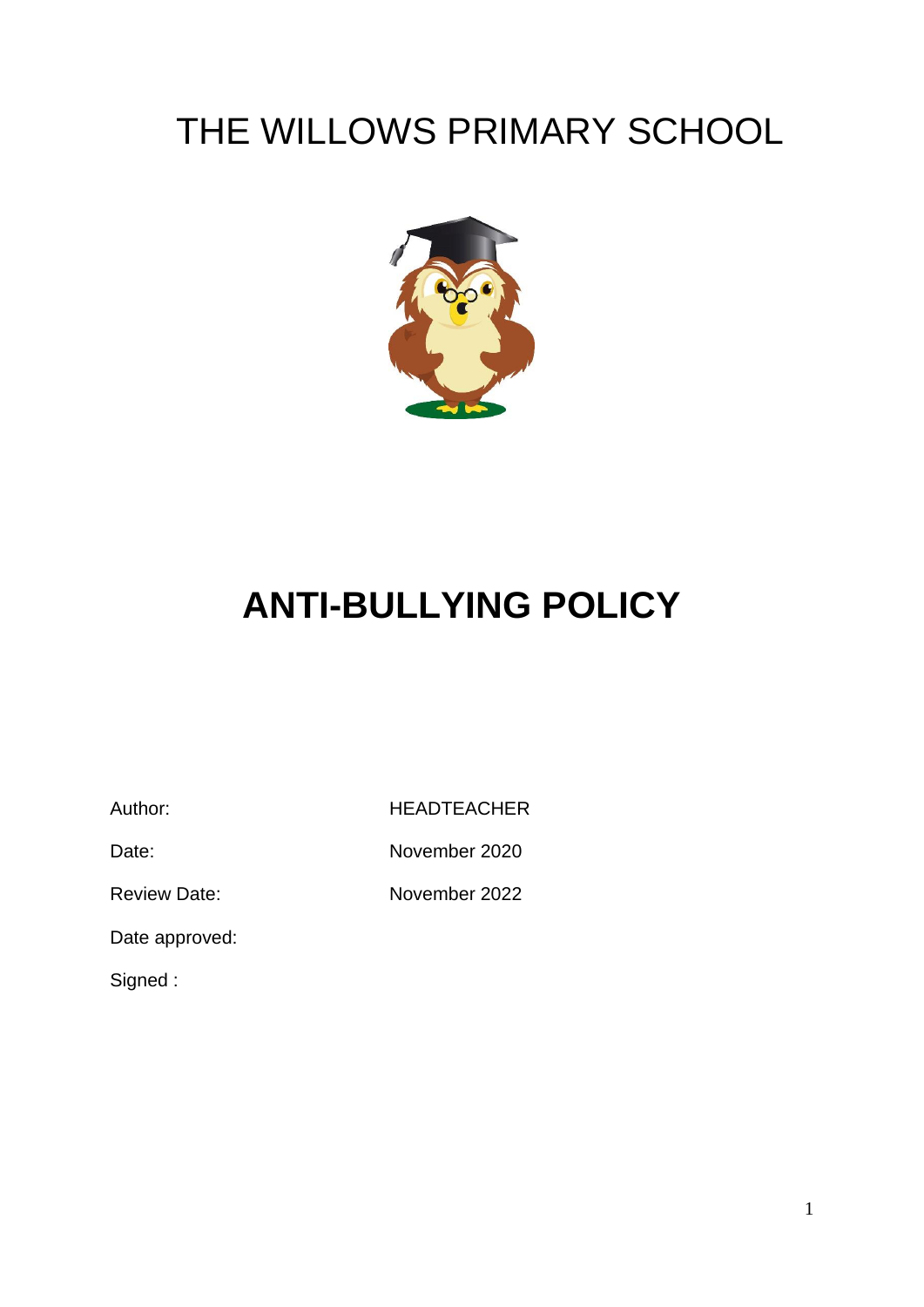# THE WILLOWS PRIMARY SCHOOL

# ANTI-BULLYING POLICY

| | |
|---|---|
| Author: | HEADTEACHER |
| Date: | November 2020 |
| Review Date: | November 2022 |
| Date approved: | |
| Signed : | |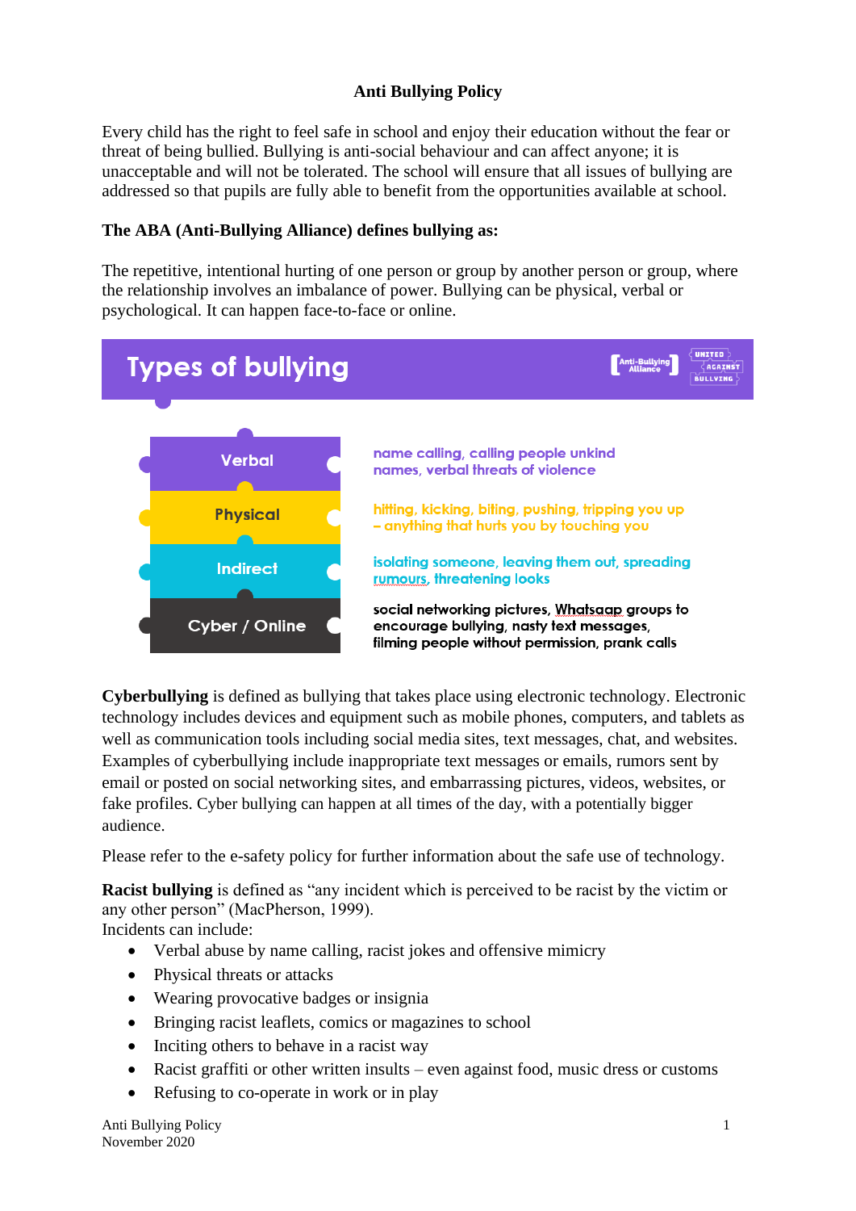**Anti Bullying Policy**

Every child has the right to feel safe in school and enjoy their education without the fear or threat of being bullied. Bullying is anti-social behaviour and can affect anyone; it is unacceptable and will not be tolerated. The school will ensure that all issues of bullying are addressed so that pupils are fully able to benefit from the opportunities available at school.

**The ABA (Anti-Bullying Alliance) defines bullying as:**

The repetitive, intentional hurting of one person or group by another person or group, where the relationship involves an imbalance of power. Bullying can be physical, verbal or psychological. It can happen face-to-face or online.

## Types of bullying

| Type | Examples |
| --- | --- |
| Verbal | name calling, calling people unkind names, verbal threats of violence |
| Physical | hitting, kicking, biting, pushing, tripping you up – anything that hurts you by touching you |
| Indirect | isolating someone, leaving them out, spreading rumours, threatening looks |
| Cyber / Online | social networking pictures, Whatsaap groups to encourage bullying, nasty text messages, filming people without permission, prank calls |

**Cyberbullying** is defined as bullying that takes place using electronic technology. Electronic technology includes devices and equipment such as mobile phones, computers, and tablets as well as communication tools including social media sites, text messages, chat, and websites. Examples of cyberbullying include inappropriate text messages or emails, rumors sent by email or posted on social networking sites, and embarrassing pictures, videos, websites, or fake profiles. Cyber bullying can happen at all times of the day, with a potentially bigger audience.

Please refer to the e-safety policy for further information about the safe use of technology.

**Racist bullying** is defined as "any incident which is perceived to be racist by the victim or any other person" (MacPherson, 1999).
Incidents can include:

- Verbal abuse by name calling, racist jokes and offensive mimicry
- Physical threats or attacks
- Wearing provocative badges or insignia
- Bringing racist leaflets, comics or magazines to school
- Inciting others to behave in a racist way
- Racist graffiti or other written insults – even against food, music dress or customs
- Refusing to co-operate in work or in play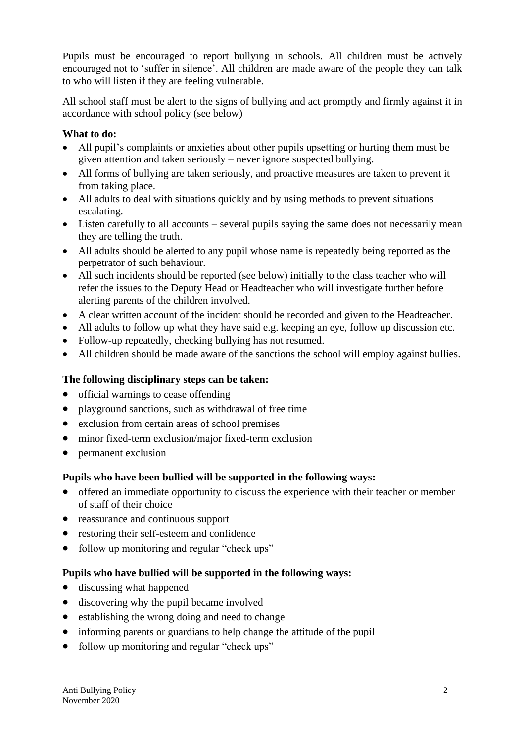Pupils must be encouraged to report bullying in schools. All children must be actively encouraged not to 'suffer in silence'. All children are made aware of the people they can talk to who will listen if they are feeling vulnerable.

All school staff must be alert to the signs of bullying and act promptly and firmly against it in accordance with school policy (see below)

**What to do:**

- All pupil's complaints or anxieties about other pupils upsetting or hurting them must be given attention and taken seriously – never ignore suspected bullying.
- All forms of bullying are taken seriously, and proactive measures are taken to prevent it from taking place.
- All adults to deal with situations quickly and by using methods to prevent situations escalating.
- Listen carefully to all accounts – several pupils saying the same does not necessarily mean they are telling the truth.
- All adults should be alerted to any pupil whose name is repeatedly being reported as the perpetrator of such behaviour.
- All such incidents should be reported (see below) initially to the class teacher who will refer the issues to the Deputy Head or Headteacher who will investigate further before alerting parents of the children involved.
- A clear written account of the incident should be recorded and given to the Headteacher.
- All adults to follow up what they have said e.g. keeping an eye, follow up discussion etc.
- Follow-up repeatedly, checking bullying has not resumed.
- All children should be made aware of the sanctions the school will employ against bullies.

**The following disciplinary steps can be taken:**

- official warnings to cease offending
- playground sanctions, such as withdrawal of free time
- exclusion from certain areas of school premises
- minor fixed-term exclusion/major fixed-term exclusion
- permanent exclusion

**Pupils who have been bullied will be supported in the following ways:**

- offered an immediate opportunity to discuss the experience with their teacher or member of staff of their choice
- reassurance and continuous support
- restoring their self-esteem and confidence
- follow up monitoring and regular "check ups"

**Pupils who have bullied will be supported in the following ways:**

- discussing what happened
- discovering why the pupil became involved
- establishing the wrong doing and need to change
- informing parents or guardians to help change the attitude of the pupil
- follow up monitoring and regular "check ups"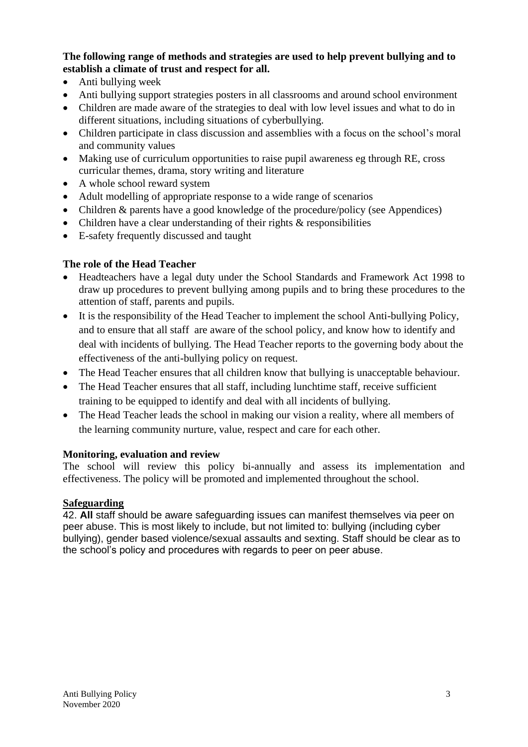**The following range of methods and strategies are used to help prevent bullying and to establish a climate of trust and respect for all.**

- Anti bullying week
- Anti bullying support strategies posters in all classrooms and around school environment
- Children are made aware of the strategies to deal with low level issues and what to do in different situations, including situations of cyberbullying.
- Children participate in class discussion and assemblies with a focus on the school's moral and community values
- Making use of curriculum opportunities to raise pupil awareness eg through RE, cross curricular themes, drama, story writing and literature
- A whole school reward system
- Adult modelling of appropriate response to a wide range of scenarios
- Children & parents have a good knowledge of the procedure/policy (see Appendices)
- Children have a clear understanding of their rights & responsibilities
- E-safety frequently discussed and taught

**The role of the Head Teacher**

- Headteachers have a legal duty under the School Standards and Framework Act 1998 to draw up procedures to prevent bullying among pupils and to bring these procedures to the attention of staff, parents and pupils.
- It is the responsibility of the Head Teacher to implement the school Anti-bullying Policy, and to ensure that all staff are aware of the school policy, and know how to identify and deal with incidents of bullying. The Head Teacher reports to the governing body about the effectiveness of the anti-bullying policy on request.
- The Head Teacher ensures that all children know that bullying is unacceptable behaviour.
- The Head Teacher ensures that all staff, including lunchtime staff, receive sufficient training to be equipped to identify and deal with all incidents of bullying.
- The Head Teacher leads the school in making our vision a reality, where all members of the learning community nurture, value, respect and care for each other.

**Monitoring, evaluation and review**

The school will review this policy bi-annually and assess its implementation and effectiveness. The policy will be promoted and implemented throughout the school.

**Safeguarding**

42. **All** staff should be aware safeguarding issues can manifest themselves via peer on peer abuse. This is most likely to include, but not limited to: bullying (including cyber bullying), gender based violence/sexual assaults and sexting. Staff should be clear as to the school's policy and procedures with regards to peer on peer abuse.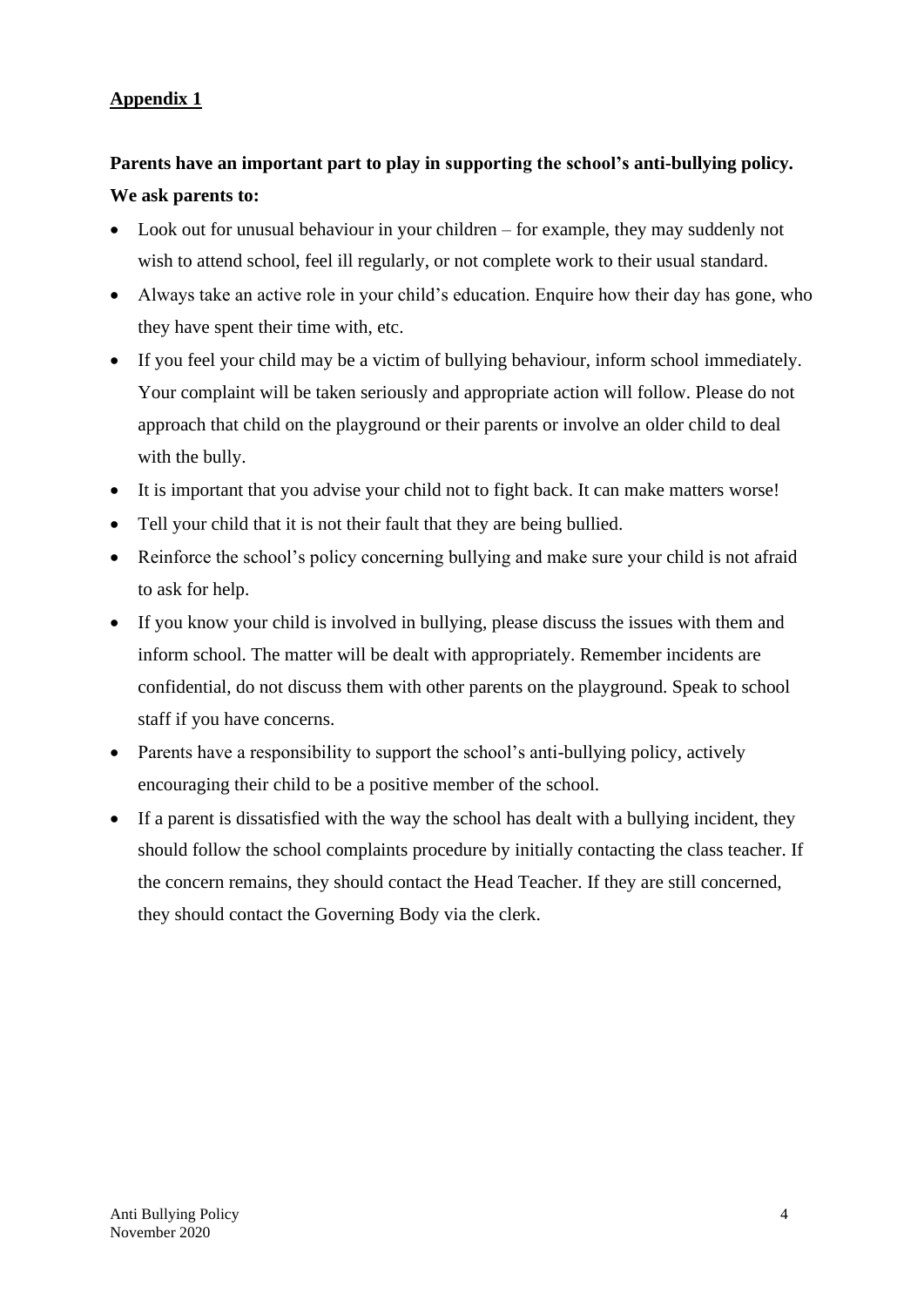## Appendix 1

**Parents have an important part to play in supporting the school's anti-bullying policy. We ask parents to:**

- Look out for unusual behaviour in your children – for example, they may suddenly not wish to attend school, feel ill regularly, or not complete work to their usual standard.
- Always take an active role in your child's education. Enquire how their day has gone, who they have spent their time with, etc.
- If you feel your child may be a victim of bullying behaviour, inform school immediately. Your complaint will be taken seriously and appropriate action will follow. Please do not approach that child on the playground or their parents or involve an older child to deal with the bully.
- It is important that you advise your child not to fight back. It can make matters worse!
- Tell your child that it is not their fault that they are being bullied.
- Reinforce the school's policy concerning bullying and make sure your child is not afraid to ask for help.
- If you know your child is involved in bullying, please discuss the issues with them and inform school. The matter will be dealt with appropriately. Remember incidents are confidential, do not discuss them with other parents on the playground. Speak to school staff if you have concerns.
- Parents have a responsibility to support the school's anti-bullying policy, actively encouraging their child to be a positive member of the school.
- If a parent is dissatisfied with the way the school has dealt with a bullying incident, they should follow the school complaints procedure by initially contacting the class teacher. If the concern remains, they should contact the Head Teacher. If they are still concerned, they should contact the Governing Body via the clerk.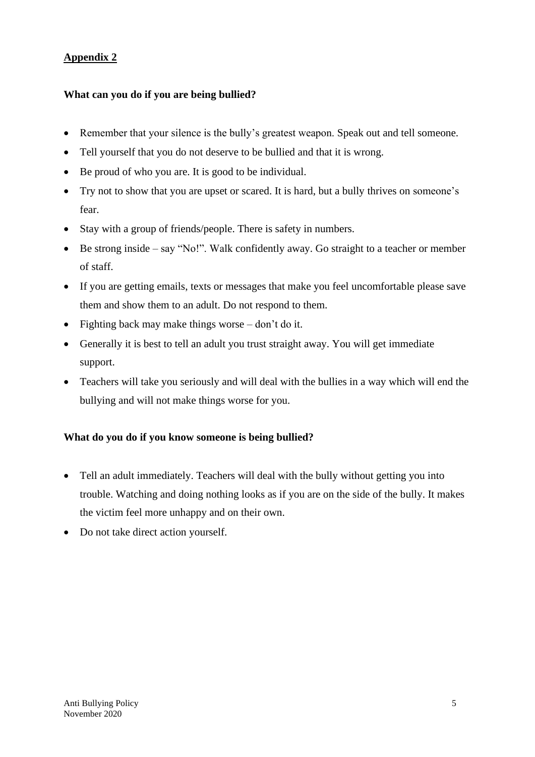## Appendix 2

**What can you do if you are being bullied?**

- Remember that your silence is the bully's greatest weapon. Speak out and tell someone.
- Tell yourself that you do not deserve to be bullied and that it is wrong.
- Be proud of who you are. It is good to be individual.
- Try not to show that you are upset or scared. It is hard, but a bully thrives on someone's fear.
- Stay with a group of friends/people. There is safety in numbers.
- Be strong inside – say "No!". Walk confidently away. Go straight to a teacher or member of staff.
- If you are getting emails, texts or messages that make you feel uncomfortable please save them and show them to an adult. Do not respond to them.
- Fighting back may make things worse – don't do it.
- Generally it is best to tell an adult you trust straight away. You will get immediate support.
- Teachers will take you seriously and will deal with the bullies in a way which will end the bullying and will not make things worse for you.

**What do you do if you know someone is being bullied?**

- Tell an adult immediately. Teachers will deal with the bully without getting you into trouble. Watching and doing nothing looks as if you are on the side of the bully. It makes the victim feel more unhappy and on their own.
- Do not take direct action yourself.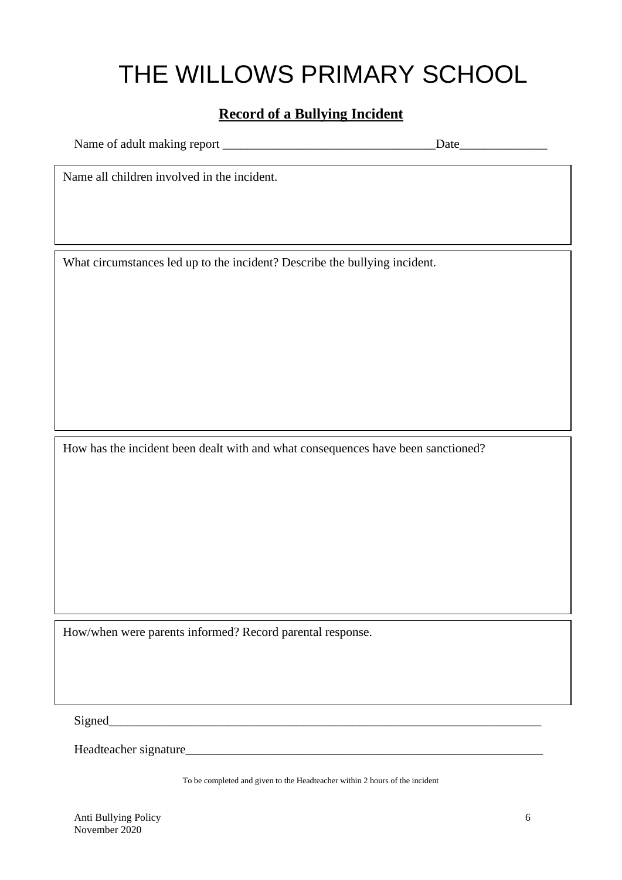# THE WILLOWS PRIMARY SCHOOL

## Record of a Bullying Incident

Name of adult making report ________________________________Date_____________

| Name all children involved in the incident. |
| --- |
| |

| What circumstances led up to the incident? Describe the bullying incident. |
| --- |
| |

| How has the incident been dealt with and what consequences have been sanctioned? |
| --- |
| |

| How/when were parents informed? Record parental response. |
| --- |
| |

Signed_________________________________________________________________

Headteacher signature_______________________________________________________

To be completed and given to the Headteacher within 2 hours of the incident